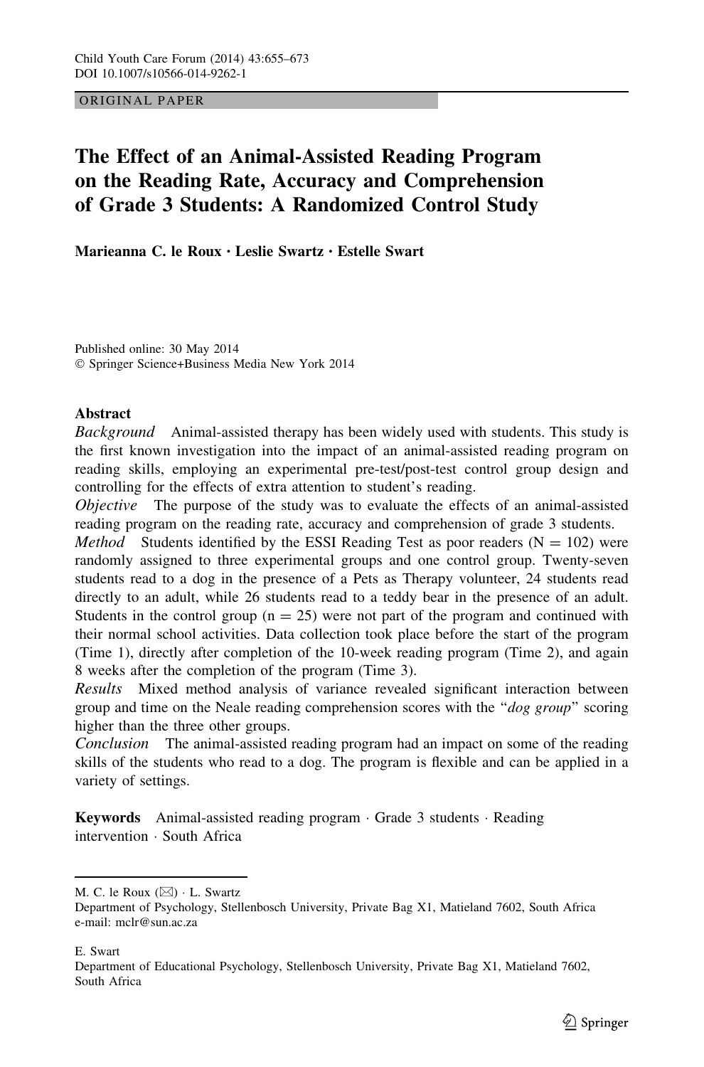ORIGINAL PAPER

# The Effect of an Animal-Assisted Reading Program on the Reading Rate, Accuracy and Comprehension of Grade 3 Students: A Randomized Control Study

**Marieanna C. le Roux · Leslie Swartz · Estelle Swart**

Published online: 30 May 2014
© Springer Science+Business Media New York 2014

**Abstract**

*Background* Animal-assisted therapy has been widely used with students. This study is the first known investigation into the impact of an animal-assisted reading program on reading skills, employing an experimental pre-test/post-test control group design and controlling for the effects of extra attention to student's reading.

*Objective* The purpose of the study was to evaluate the effects of an animal-assisted reading program on the reading rate, accuracy and comprehension of grade 3 students.

*Method* Students identified by the ESSI Reading Test as poor readers ($N = 102$) were randomly assigned to three experimental groups and one control group. Twenty-seven students read to a dog in the presence of a Pets as Therapy volunteer, 24 students read directly to an adult, while 26 students read to a teddy bear in the presence of an adult. Students in the control group ($n = 25$) were not part of the program and continued with their normal school activities. Data collection took place before the start of the program (Time 1), directly after completion of the 10-week reading program (Time 2), and again 8 weeks after the completion of the program (Time 3).

*Results* Mixed method analysis of variance revealed significant interaction between group and time on the Neale reading comprehension scores with the "*dog group*" scoring higher than the three other groups.

*Conclusion* The animal-assisted reading program had an impact on some of the reading skills of the students who read to a dog. The program is flexible and can be applied in a variety of settings.

**Keywords** Animal-assisted reading program · Grade 3 students · Reading intervention · South Africa

---

M. C. le Roux (✉) · L. Swartz
Department of Psychology, Stellenbosch University, Private Bag X1, Matieland 7602, South Africa
e-mail: mclr@sun.ac.za

E. Swart
Department of Educational Psychology, Stellenbosch University, Private Bag X1, Matieland 7602, South Africa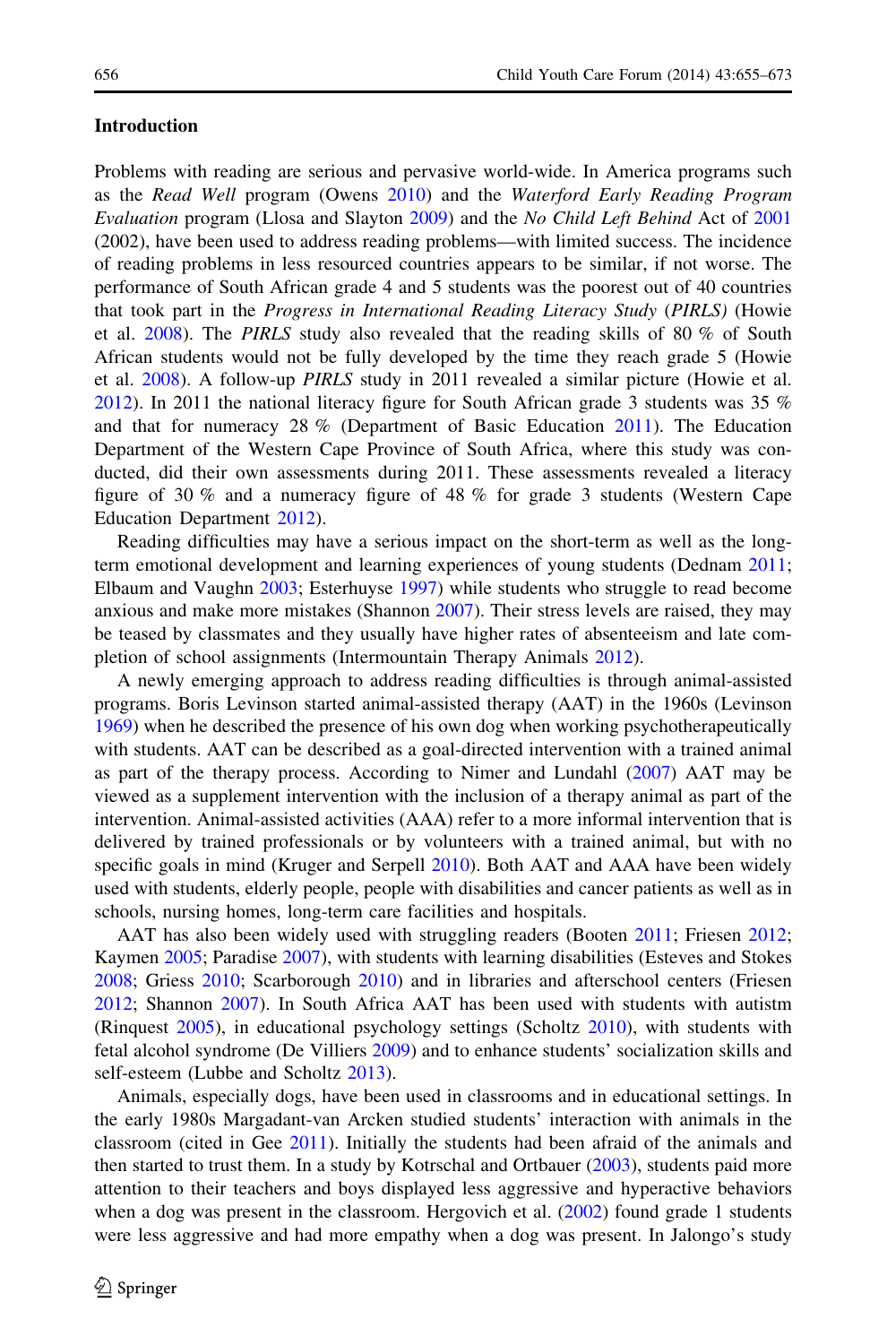## Introduction

Problems with reading are serious and pervasive world-wide. In America programs such as the *Read Well* program (Owens 2010) and the *Waterford Early Reading Program Evaluation* program (Llosa and Slayton 2009) and the *No Child Left Behind* Act of 2001 (2002), have been used to address reading problems—with limited success. The incidence of reading problems in less resourced countries appears to be similar, if not worse. The performance of South African grade 4 and 5 students was the poorest out of 40 countries that took part in the *Progress in International Reading Literacy Study (PIRLS)* (Howie et al. 2008). The *PIRLS* study also revealed that the reading skills of 80 % of South African students would not be fully developed by the time they reach grade 5 (Howie et al. 2008). A follow-up *PIRLS* study in 2011 revealed a similar picture (Howie et al. 2012). In 2011 the national literacy figure for South African grade 3 students was 35 % and that for numeracy 28 % (Department of Basic Education 2011). The Education Department of the Western Cape Province of South Africa, where this study was conducted, did their own assessments during 2011. These assessments revealed a literacy figure of 30 % and a numeracy figure of 48 % for grade 3 students (Western Cape Education Department 2012).

Reading difficulties may have a serious impact on the short-term as well as the long-term emotional development and learning experiences of young students (Dednam 2011; Elbaum and Vaughn 2003; Esterhuyse 1997) while students who struggle to read become anxious and make more mistakes (Shannon 2007). Their stress levels are raised, they may be teased by classmates and they usually have higher rates of absenteeism and late completion of school assignments (Intermountain Therapy Animals 2012).

A newly emerging approach to address reading difficulties is through animal-assisted programs. Boris Levinson started animal-assisted therapy (AAT) in the 1960s (Levinson 1969) when he described the presence of his own dog when working psychotherapeutically with students. AAT can be described as a goal-directed intervention with a trained animal as part of the therapy process. According to Nimer and Lundahl (2007) AAT may be viewed as a supplement intervention with the inclusion of a therapy animal as part of the intervention. Animal-assisted activities (AAA) refer to a more informal intervention that is delivered by trained professionals or by volunteers with a trained animal, but with no specific goals in mind (Kruger and Serpell 2010). Both AAT and AAA have been widely used with students, elderly people, people with disabilities and cancer patients as well as in schools, nursing homes, long-term care facilities and hospitals.

AAT has also been widely used with struggling readers (Booten 2011; Friesen 2012; Kaymen 2005; Paradise 2007), with students with learning disabilities (Esteves and Stokes 2008; Griess 2010; Scarborough 2010) and in libraries and afterschool centers (Friesen 2012; Shannon 2007). In South Africa AAT has been used with students with autistm (Rinquest 2005), in educational psychology settings (Scholtz 2010), with students with fetal alcohol syndrome (De Villiers 2009) and to enhance students' socialization skills and self-esteem (Lubbe and Scholtz 2013).

Animals, especially dogs, have been used in classrooms and in educational settings. In the early 1980s Margadant-van Arcken studied students' interaction with animals in the classroom (cited in Gee 2011). Initially the students had been afraid of the animals and then started to trust them. In a study by Kotrschal and Ortbauer (2003), students paid more attention to their teachers and boys displayed less aggressive and hyperactive behaviors when a dog was present in the classroom. Hergovich et al. (2002) found grade 1 students were less aggressive and had more empathy when a dog was present. In Jalongo's study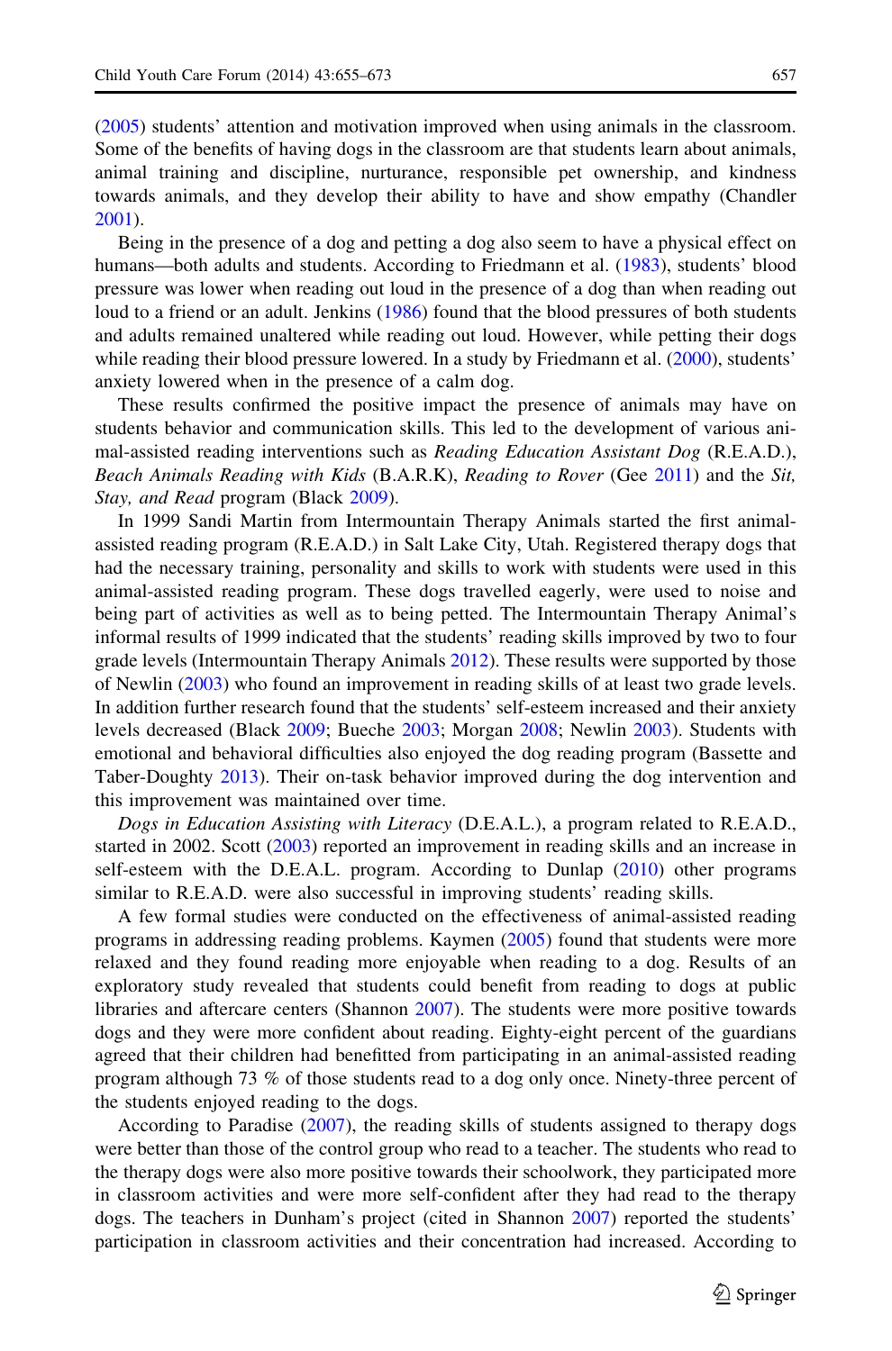(2005) students' attention and motivation improved when using animals in the classroom. Some of the benefits of having dogs in the classroom are that students learn about animals, animal training and discipline, nurturance, responsible pet ownership, and kindness towards animals, and they develop their ability to have and show empathy (Chandler 2001).

Being in the presence of a dog and petting a dog also seem to have a physical effect on humans—both adults and students. According to Friedmann et al. (1983), students' blood pressure was lower when reading out loud in the presence of a dog than when reading out loud to a friend or an adult. Jenkins (1986) found that the blood pressures of both students and adults remained unaltered while reading out loud. However, while petting their dogs while reading their blood pressure lowered. In a study by Friedmann et al. (2000), students' anxiety lowered when in the presence of a calm dog.

These results confirmed the positive impact the presence of animals may have on students behavior and communication skills. This led to the development of various animal-assisted reading interventions such as *Reading Education Assistant Dog* (R.E.A.D.), *Beach Animals Reading with Kids* (B.A.R.K), *Reading to Rover* (Gee 2011) and the *Sit, Stay, and Read* program (Black 2009).

In 1999 Sandi Martin from Intermountain Therapy Animals started the first animal-assisted reading program (R.E.A.D.) in Salt Lake City, Utah. Registered therapy dogs that had the necessary training, personality and skills to work with students were used in this animal-assisted reading program. These dogs travelled eagerly, were used to noise and being part of activities as well as to being petted. The Intermountain Therapy Animal's informal results of 1999 indicated that the students' reading skills improved by two to four grade levels (Intermountain Therapy Animals 2012). These results were supported by those of Newlin (2003) who found an improvement in reading skills of at least two grade levels. In addition further research found that the students' self-esteem increased and their anxiety levels decreased (Black 2009; Bueche 2003; Morgan 2008; Newlin 2003). Students with emotional and behavioral difficulties also enjoyed the dog reading program (Bassette and Taber-Doughty 2013). Their on-task behavior improved during the dog intervention and this improvement was maintained over time.

*Dogs in Education Assisting with Literacy* (D.E.A.L.), a program related to R.E.A.D., started in 2002. Scott (2003) reported an improvement in reading skills and an increase in self-esteem with the D.E.A.L. program. According to Dunlap (2010) other programs similar to R.E.A.D. were also successful in improving students' reading skills.

A few formal studies were conducted on the effectiveness of animal-assisted reading programs in addressing reading problems. Kaymen (2005) found that students were more relaxed and they found reading more enjoyable when reading to a dog. Results of an exploratory study revealed that students could benefit from reading to dogs at public libraries and aftercare centers (Shannon 2007). The students were more positive towards dogs and they were more confident about reading. Eighty-eight percent of the guardians agreed that their children had benefitted from participating in an animal-assisted reading program although 73 % of those students read to a dog only once. Ninety-three percent of the students enjoyed reading to the dogs.

According to Paradise (2007), the reading skills of students assigned to therapy dogs were better than those of the control group who read to a teacher. The students who read to the therapy dogs were also more positive towards their schoolwork, they participated more in classroom activities and were more self-confident after they had read to the therapy dogs. The teachers in Dunham's project (cited in Shannon 2007) reported the students' participation in classroom activities and their concentration had increased. According to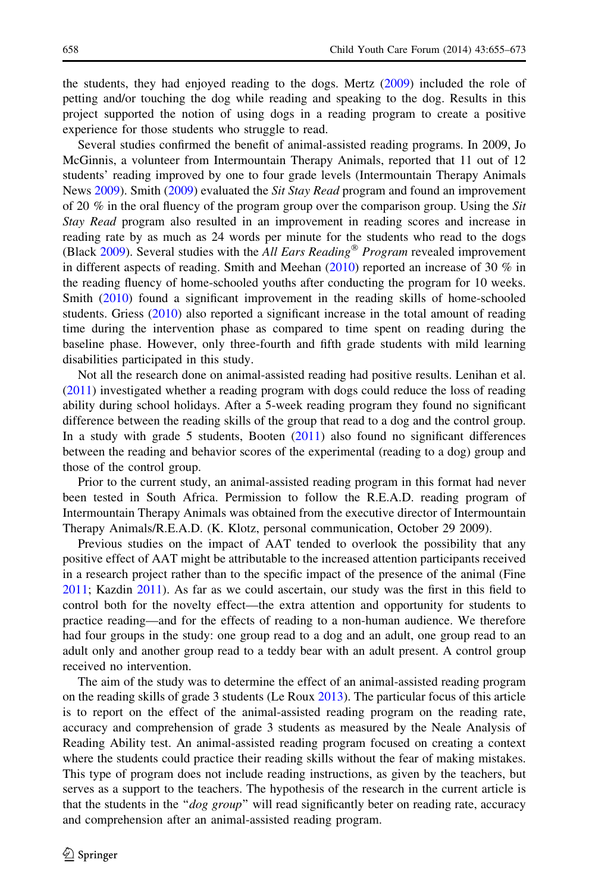the students, they had enjoyed reading to the dogs. Mertz (2009) included the role of petting and/or touching the dog while reading and speaking to the dog. Results in this project supported the notion of using dogs in a reading program to create a positive experience for those students who struggle to read.

Several studies confirmed the benefit of animal-assisted reading programs. In 2009, Jo McGinnis, a volunteer from Intermountain Therapy Animals, reported that 11 out of 12 students' reading improved by one to four grade levels (Intermountain Therapy Animals News 2009). Smith (2009) evaluated the *Sit Stay Read* program and found an improvement of 20 % in the oral fluency of the program group over the comparison group. Using the *Sit Stay Read* program also resulted in an improvement in reading scores and increase in reading rate by as much as 24 words per minute for the students who read to the dogs (Black 2009). Several studies with the *All Ears Reading® Program* revealed improvement in different aspects of reading. Smith and Meehan (2010) reported an increase of 30 % in the reading fluency of home-schooled youths after conducting the program for 10 weeks. Smith (2010) found a significant improvement in the reading skills of home-schooled students. Griess (2010) also reported a significant increase in the total amount of reading time during the intervention phase as compared to time spent on reading during the baseline phase. However, only three-fourth and fifth grade students with mild learning disabilities participated in this study.

Not all the research done on animal-assisted reading had positive results. Lenihan et al. (2011) investigated whether a reading program with dogs could reduce the loss of reading ability during school holidays. After a 5-week reading program they found no significant difference between the reading skills of the group that read to a dog and the control group. In a study with grade 5 students, Booten (2011) also found no significant differences between the reading and behavior scores of the experimental (reading to a dog) group and those of the control group.

Prior to the current study, an animal-assisted reading program in this format had never been tested in South Africa. Permission to follow the R.E.A.D. reading program of Intermountain Therapy Animals was obtained from the executive director of Intermountain Therapy Animals/R.E.A.D. (K. Klotz, personal communication, October 29 2009).

Previous studies on the impact of AAT tended to overlook the possibility that any positive effect of AAT might be attributable to the increased attention participants received in a research project rather than to the specific impact of the presence of the animal (Fine 2011; Kazdin 2011). As far as we could ascertain, our study was the first in this field to control both for the novelty effect—the extra attention and opportunity for students to practice reading—and for the effects of reading to a non-human audience. We therefore had four groups in the study: one group read to a dog and an adult, one group read to an adult only and another group read to a teddy bear with an adult present. A control group received no intervention.

The aim of the study was to determine the effect of an animal-assisted reading program on the reading skills of grade 3 students (Le Roux 2013). The particular focus of this article is to report on the effect of the animal-assisted reading program on the reading rate, accuracy and comprehension of grade 3 students as measured by the Neale Analysis of Reading Ability test. An animal-assisted reading program focused on creating a context where the students could practice their reading skills without the fear of making mistakes. This type of program does not include reading instructions, as given by the teachers, but serves as a support to the teachers. The hypothesis of the research in the current article is that the students in the "*dog group*" will read significantly beter on reading rate, accuracy and comprehension after an animal-assisted reading program.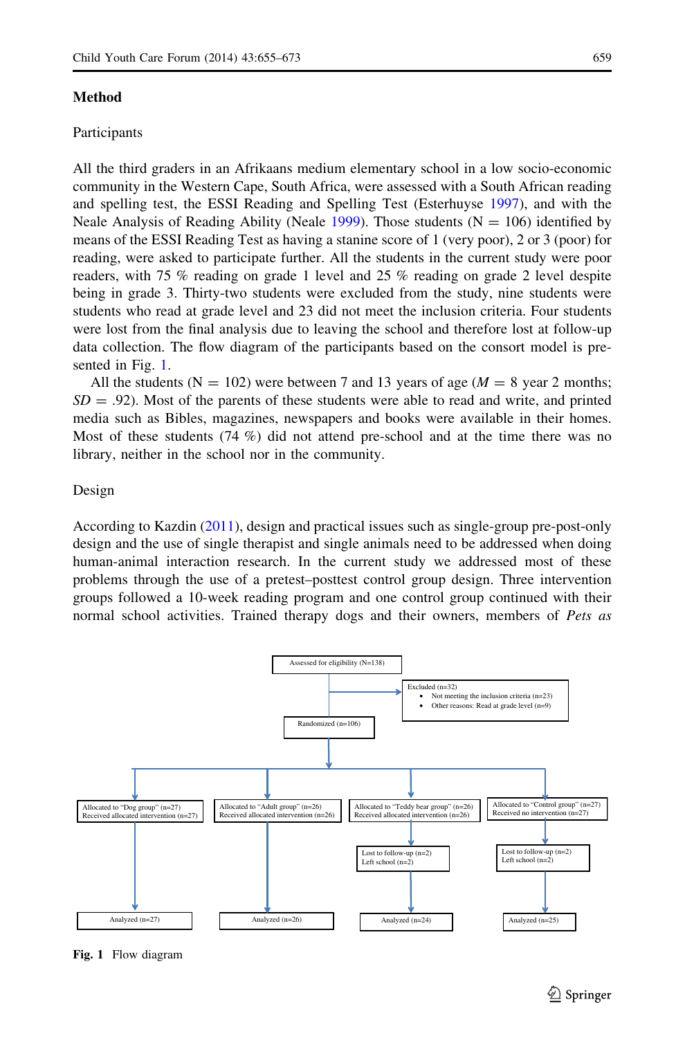## Method

### Participants

All the third graders in an Afrikaans medium elementary school in a low socio-economic community in the Western Cape, South Africa, were assessed with a South African reading and spelling test, the ESSI Reading and Spelling Test (Esterhuyse 1997), and with the Neale Analysis of Reading Ability (Neale 1999). Those students (N = 106) identified by means of the ESSI Reading Test as having a stanine score of 1 (very poor), 2 or 3 (poor) for reading, were asked to participate further. All the students in the current study were poor readers, with 75 % reading on grade 1 level and 25 % reading on grade 2 level despite being in grade 3. Thirty-two students were excluded from the study, nine students were students who read at grade level and 23 did not meet the inclusion criteria. Four students were lost from the final analysis due to leaving the school and therefore lost at follow-up data collection. The flow diagram of the participants based on the consort model is presented in Fig. 1.

All the students (N = 102) were between 7 and 13 years of age (*M* = 8 year 2 months; *SD* = .92). Most of the parents of these students were able to read and write, and printed media such as Bibles, magazines, newspapers and books were available in their homes. Most of these students (74 %) did not attend pre-school and at the time there was no library, neither in the school nor in the community.

### Design

According to Kazdin (2011), design and practical issues such as single-group pre-post-only design and the use of single therapist and single animals need to be addressed when doing human-animal interaction research. In the current study we addressed most of these problems through the use of a pretest–posttest control group design. Three intervention groups followed a 10-week reading program and one control group continued with their normal school activities. Trained therapy dogs and their owners, members of *Pets as*

Assessed for eligibility (N=138)

Excluded (n=32)
- Not meeting the inclusion criteria (n=23)
- Other reasons: Read at grade level (n=9)

Randomized (n=106)

| Allocated to "Dog group" (n=27) Received allocated intervention (n=27) | Allocated to "Adult group" (n=26) Received allocated intervention (n=26) | Allocated to "Teddy bear group" (n=26) Received allocated intervention (n=26) | Allocated to "Control group" (n=27) Received no intervention (n=27) |
|---|---|---|---|
| | | Lost to follow-up (n=2) Left school (n=2) | Lost to follow-up (n=2) Left school (n=2) |
| Analyzed (n=27) | Analyzed (n=26) | Analyzed (n=24) | Analyzed (n=25) |

**Fig. 1** Flow diagram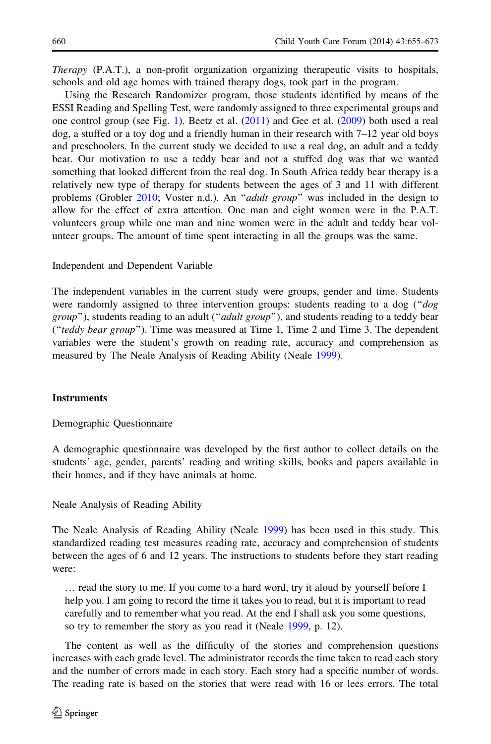*Therapy* (P.A.T.), a non-profit organization organizing therapeutic visits to hospitals, schools and old age homes with trained therapy dogs, took part in the program.

Using the Research Randomizer program, those students identified by means of the ESSI Reading and Spelling Test, were randomly assigned to three experimental groups and one control group (see Fig. 1). Beetz et al. (2011) and Gee et al. (2009) both used a real dog, a stuffed or a toy dog and a friendly human in their research with 7–12 year old boys and preschoolers. In the current study we decided to use a real dog, an adult and a teddy bear. Our motivation to use a teddy bear and not a stuffed dog was that we wanted something that looked different from the real dog. In South Africa teddy bear therapy is a relatively new type of therapy for students between the ages of 3 and 11 with different problems (Grobler 2010; Voster n.d.). An "*adult group*" was included in the design to allow for the effect of extra attention. One man and eight women were in the P.A.T. volunteers group while one man and nine women were in the adult and teddy bear volunteer groups. The amount of time spent interacting in all the groups was the same.

### Independent and Dependent Variable

The independent variables in the current study were groups, gender and time. Students were randomly assigned to three intervention groups: students reading to a dog ("*dog group*"), students reading to an adult ("*adult group*"), and students reading to a teddy bear ("*teddy bear group*"). Time was measured at Time 1, Time 2 and Time 3. The dependent variables were the student's growth on reading rate, accuracy and comprehension as measured by The Neale Analysis of Reading Ability (Neale 1999).

## Instruments

### Demographic Questionnaire

A demographic questionnaire was developed by the first author to collect details on the students' age, gender, parents' reading and writing skills, books and papers available in their homes, and if they have animals at home.

### Neale Analysis of Reading Ability

The Neale Analysis of Reading Ability (Neale 1999) has been used in this study. This standardized reading test measures reading rate, accuracy and comprehension of students between the ages of 6 and 12 years. The instructions to students before they start reading were:

> … read the story to me. If you come to a hard word, try it aloud by yourself before I help you. I am going to record the time it takes you to read, but it is important to read carefully and to remember what you read. At the end I shall ask you some questions, so try to remember the story as you read it (Neale 1999, p. 12).

The content as well as the difficulty of the stories and comprehension questions increases with each grade level. The administrator records the time taken to read each story and the number of errors made in each story. Each story had a specific number of words. The reading rate is based on the stories that were read with 16 or lees errors. The total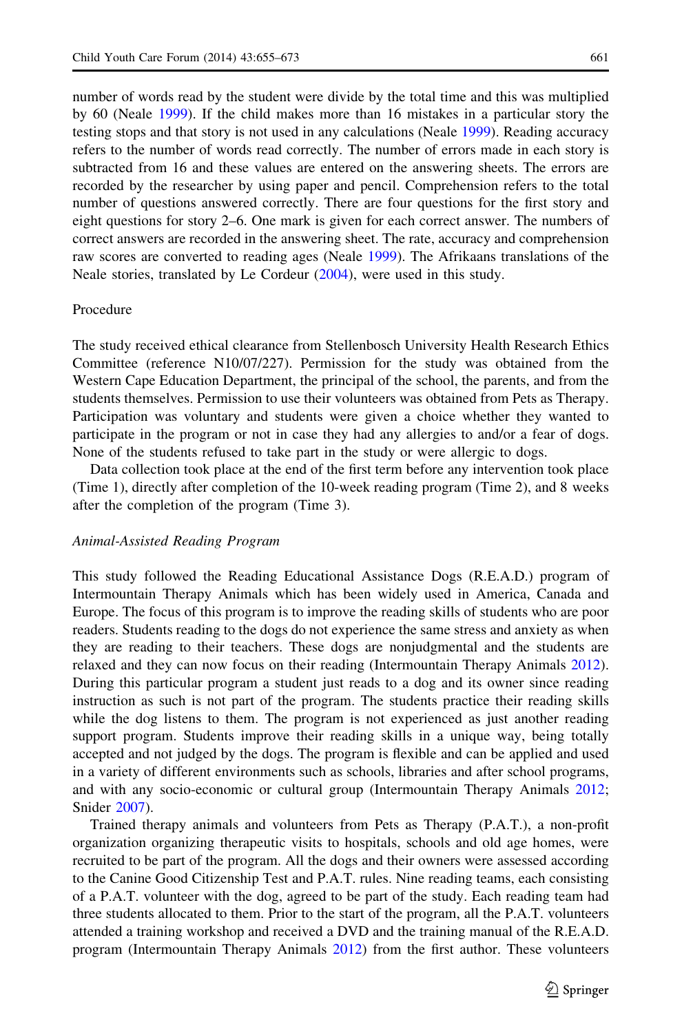number of words read by the student were divide by the total time and this was multiplied by 60 (Neale 1999). If the child makes more than 16 mistakes in a particular story the testing stops and that story is not used in any calculations (Neale 1999). Reading accuracy refers to the number of words read correctly. The number of errors made in each story is subtracted from 16 and these values are entered on the answering sheets. The errors are recorded by the researcher by using paper and pencil. Comprehension refers to the total number of questions answered correctly. There are four questions for the first story and eight questions for story 2–6. One mark is given for each correct answer. The numbers of correct answers are recorded in the answering sheet. The rate, accuracy and comprehension raw scores are converted to reading ages (Neale 1999). The Afrikaans translations of the Neale stories, translated by Le Cordeur (2004), were used in this study.

## Procedure

The study received ethical clearance from Stellenbosch University Health Research Ethics Committee (reference N10/07/227). Permission for the study was obtained from the Western Cape Education Department, the principal of the school, the parents, and from the students themselves. Permission to use their volunteers was obtained from Pets as Therapy. Participation was voluntary and students were given a choice whether they wanted to participate in the program or not in case they had any allergies to and/or a fear of dogs. None of the students refused to take part in the study or were allergic to dogs.

Data collection took place at the end of the first term before any intervention took place (Time 1), directly after completion of the 10-week reading program (Time 2), and 8 weeks after the completion of the program (Time 3).

### *Animal-Assisted Reading Program*

This study followed the Reading Educational Assistance Dogs (R.E.A.D.) program of Intermountain Therapy Animals which has been widely used in America, Canada and Europe. The focus of this program is to improve the reading skills of students who are poor readers. Students reading to the dogs do not experience the same stress and anxiety as when they are reading to their teachers. These dogs are nonjudgmental and the students are relaxed and they can now focus on their reading (Intermountain Therapy Animals 2012). During this particular program a student just reads to a dog and its owner since reading instruction as such is not part of the program. The students practice their reading skills while the dog listens to them. The program is not experienced as just another reading support program. Students improve their reading skills in a unique way, being totally accepted and not judged by the dogs. The program is flexible and can be applied and used in a variety of different environments such as schools, libraries and after school programs, and with any socio-economic or cultural group (Intermountain Therapy Animals 2012; Snider 2007).

Trained therapy animals and volunteers from Pets as Therapy (P.A.T.), a non-profit organization organizing therapeutic visits to hospitals, schools and old age homes, were recruited to be part of the program. All the dogs and their owners were assessed according to the Canine Good Citizenship Test and P.A.T. rules. Nine reading teams, each consisting of a P.A.T. volunteer with the dog, agreed to be part of the study. Each reading team had three students allocated to them. Prior to the start of the program, all the P.A.T. volunteers attended a training workshop and received a DVD and the training manual of the R.E.A.D. program (Intermountain Therapy Animals 2012) from the first author. These volunteers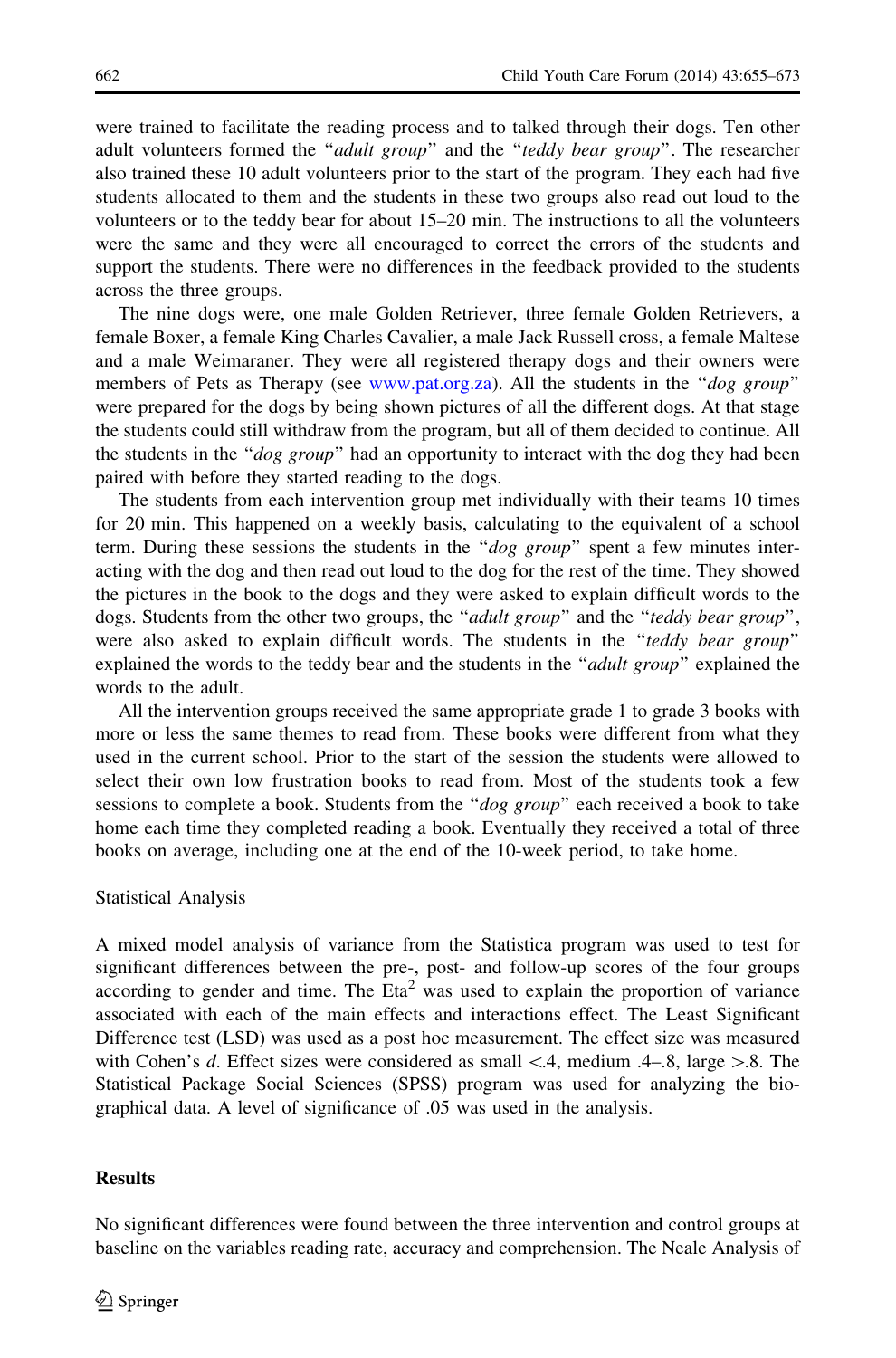were trained to facilitate the reading process and to talked through their dogs. Ten other adult volunteers formed the "*adult group*" and the "*teddy bear group*". The researcher also trained these 10 adult volunteers prior to the start of the program. They each had five students allocated to them and the students in these two groups also read out loud to the volunteers or to the teddy bear for about 15–20 min. The instructions to all the volunteers were the same and they were all encouraged to correct the errors of the students and support the students. There were no differences in the feedback provided to the students across the three groups.

The nine dogs were, one male Golden Retriever, three female Golden Retrievers, a female Boxer, a female King Charles Cavalier, a male Jack Russell cross, a female Maltese and a male Weimaraner. They were all registered therapy dogs and their owners were members of Pets as Therapy (see www.pat.org.za). All the students in the "*dog group*" were prepared for the dogs by being shown pictures of all the different dogs. At that stage the students could still withdraw from the program, but all of them decided to continue. All the students in the "*dog group*" had an opportunity to interact with the dog they had been paired with before they started reading to the dogs.

The students from each intervention group met individually with their teams 10 times for 20 min. This happened on a weekly basis, calculating to the equivalent of a school term. During these sessions the students in the "*dog group*" spent a few minutes interacting with the dog and then read out loud to the dog for the rest of the time. They showed the pictures in the book to the dogs and they were asked to explain difficult words to the dogs. Students from the other two groups, the "*adult group*" and the "*teddy bear group*", were also asked to explain difficult words. The students in the "*teddy bear group*" explained the words to the teddy bear and the students in the "*adult group*" explained the words to the adult.

All the intervention groups received the same appropriate grade 1 to grade 3 books with more or less the same themes to read from. These books were different from what they used in the current school. Prior to the start of the session the students were allowed to select their own low frustration books to read from. Most of the students took a few sessions to complete a book. Students from the "*dog group*" each received a book to take home each time they completed reading a book. Eventually they received a total of three books on average, including one at the end of the 10-week period, to take home.

### Statistical Analysis

A mixed model analysis of variance from the Statistica program was used to test for significant differences between the pre-, post- and follow-up scores of the four groups according to gender and time. The $\text{Eta}^2$ was used to explain the proportion of variance associated with each of the main effects and interactions effect. The Least Significant Difference test (LSD) was used as a post hoc measurement. The effect size was measured with Cohen's *d*. Effect sizes were considered as small $<.4$, medium .4–.8, large $>.8$. The Statistical Package Social Sciences (SPSS) program was used for analyzing the biographical data. A level of significance of .05 was used in the analysis.

## Results

No significant differences were found between the three intervention and control groups at baseline on the variables reading rate, accuracy and comprehension. The Neale Analysis of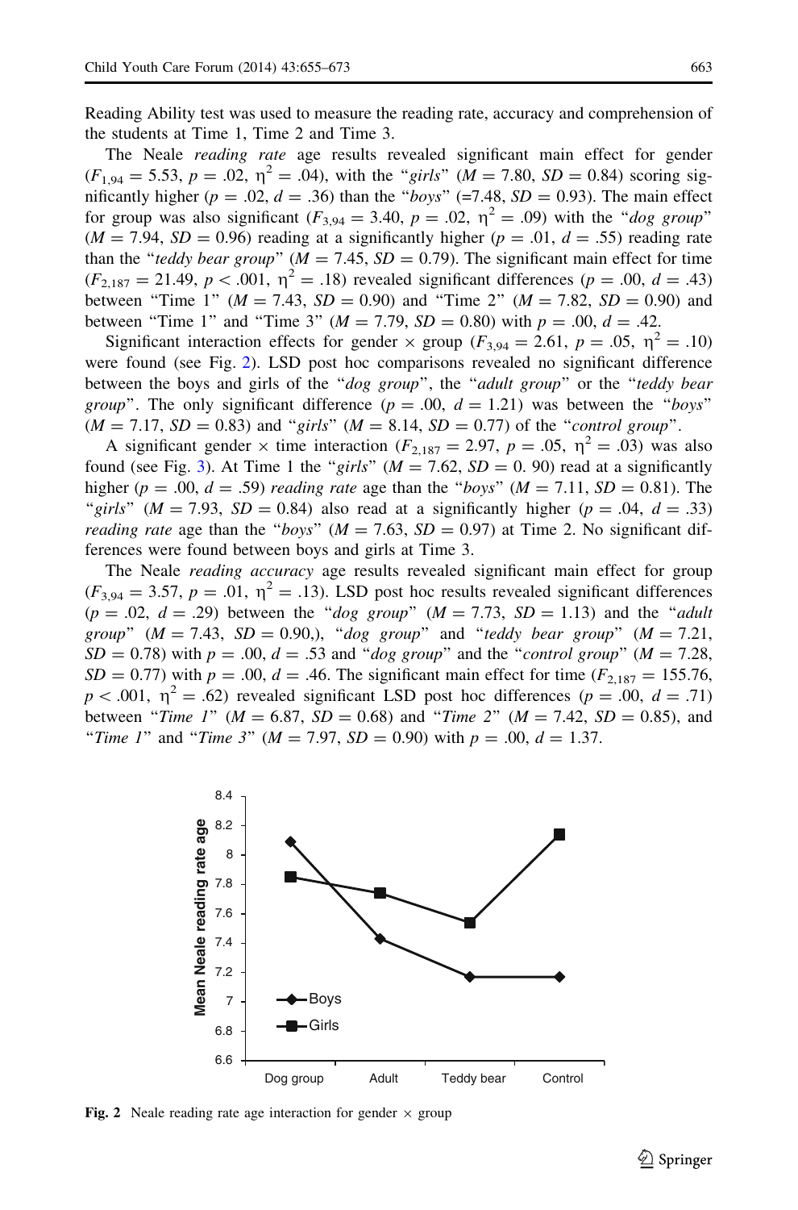Reading Ability test was used to measure the reading rate, accuracy and comprehension of the students at Time 1, Time 2 and Time 3.

The Neale *reading rate* age results revealed significant main effect for gender ($F_{1,94} = 5.53$, $p = .02$, $\eta^2 = .04$), with the "*girls*" ($M = 7.80$, $SD = 0.84$) scoring significantly higher ($p = .02$, $d = .36$) than the "*boys*" (=7.48, $SD = 0.93$). The main effect for group was also significant ($F_{3,94} = 3.40$, $p = .02$, $\eta^2 = .09$) with the "*dog group*" ($M = 7.94$, $SD = 0.96$) reading at a significantly higher ($p = .01$, $d = .55$) reading rate than the "*teddy bear group*" ($M = 7.45$, $SD = 0.79$). The significant main effect for time ($F_{2,187} = 21.49$, $p < .001$, $\eta^2 = .18$) revealed significant differences ($p = .00$, $d = .43$) between "Time 1" ($M = 7.43$, $SD = 0.90$) and "Time 2" ($M = 7.82$, $SD = 0.90$) and between "Time 1" and "Time 3" ($M = 7.79$, $SD = 0.80$) with $p = .00$, $d = .42$.

Significant interaction effects for gender × group ($F_{3,94} = 2.61$, $p = .05$, $\eta^2 = .10$) were found (see Fig. 2). LSD post hoc comparisons revealed no significant difference between the boys and girls of the "*dog group*", the "*adult group*" or the "*teddy bear group*". The only significant difference ($p = .00$, $d = 1.21$) was between the "*boys*" ($M = 7.17$, $SD = 0.83$) and "*girls*" ($M = 8.14$, $SD = 0.77$) of the "*control group*".

A significant gender × time interaction ($F_{2,187} = 2.97$, $p = .05$, $\eta^2 = .03$) was also found (see Fig. 3). At Time 1 the "*girls*" ($M = 7.62$, $SD = 0.90$) read at a significantly higher ($p = .00$, $d = .59$) *reading rate* age than the "*boys*" ($M = 7.11$, $SD = 0.81$). The "*girls*" ($M = 7.93$, $SD = 0.84$) also read at a significantly higher ($p = .04$, $d = .33$) *reading rate* age than the "*boys*" ($M = 7.63$, $SD = 0.97$) at Time 2. No significant differences were found between boys and girls at Time 3.

The Neale *reading accuracy* age results revealed significant main effect for group ($F_{3,94} = 3.57$, $p = .01$, $\eta^2 = .13$). LSD post hoc results revealed significant differences ($p = .02$, $d = .29$) between the "*dog group*" ($M = 7.73$, $SD = 1.13$) and the "*adult group*" ($M = 7.43$, $SD = 0.90$,), "*dog group*" and "*teddy bear group*" ($M = 7.21$, $SD = 0.78$) with $p = .00$, $d = .53$ and "*dog group*" and the "*control group*" ($M = 7.28$, $SD = 0.77$) with $p = .00$, $d = .46$. The significant main effect for time ($F_{2,187} = 155.76$, $p < .001$, $\eta^2 = .62$) revealed significant LSD post hoc differences ($p = .00$, $d = .71$) between "*Time 1*" ($M = 6.87$, $SD = 0.68$) and "*Time 2*" ($M = 7.42$, $SD = 0.85$), and "*Time 1*" and "*Time 3*" ($M = 7.97$, $SD = 0.90$) with $p = .00$, $d = 1.37$.

**Fig. 2** Neale reading rate age interaction for gender × group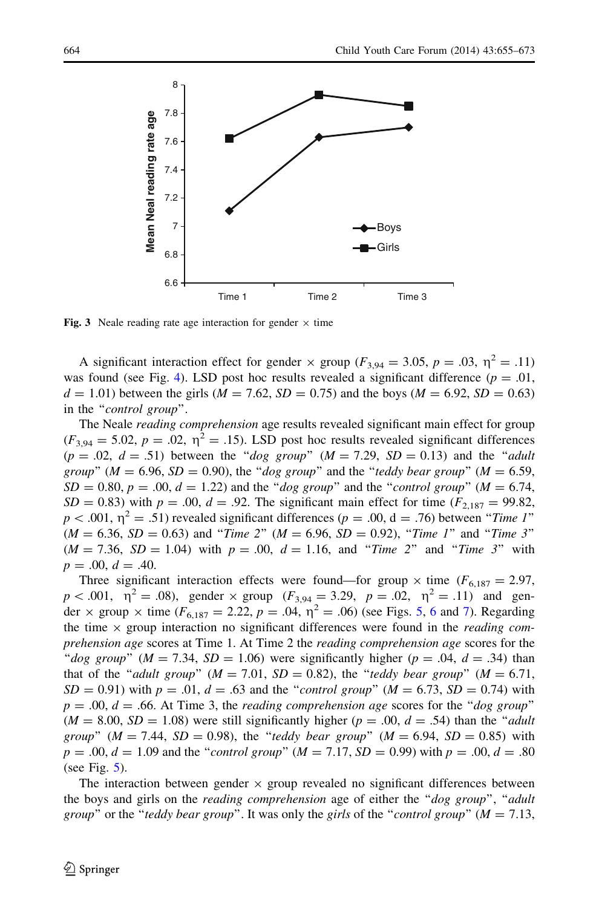**Fig. 3** Neale reading rate age interaction for gender × time

A significant interaction effect for gender × group ($F_{3,94} = 3.05$, $p = .03$, $\eta^2 = .11$) was found (see Fig. 4). LSD post hoc results revealed a significant difference ($p = .01$, $d = 1.01$) between the girls ($M = 7.62$, $SD = 0.75$) and the boys ($M = 6.92$, $SD = 0.63$) in the "*control group*".

The Neale *reading comprehension* age results revealed significant main effect for group ($F_{3,94} = 5.02$, $p = .02$, $\eta^2 = .15$). LSD post hoc results revealed significant differences ($p = .02$, $d = .51$) between the "*dog group*" ($M = 7.29$, $SD = 0.13$) and the "*adult group*" ($M = 6.96$, $SD = 0.90$), the "*dog group*" and the "*teddy bear group*" ($M = 6.59$, $SD = 0.80$, $p = .00$, $d = 1.22$) and the "*dog group*" and the "*control group*" ($M = 6.74$, $SD = 0.83$) with $p = .00$, $d = .92$. The significant main effect for time ($F_{2,187} = 99.82$, $p < .001$, $\eta^2 = .51$) revealed significant differences ($p = .00$, d $= .76$) between "*Time 1*" ($M = 6.36$, $SD = 0.63$) and "*Time 2*" ($M = 6.96$, $SD = 0.92$), "*Time 1*" and "*Time 3*" ($M = 7.36$, $SD = 1.04$) with $p = .00$, $d = 1.16$, and "*Time 2*" and "*Time 3*" with $p = .00$, $d = .40$.

Three significant interaction effects were found—for group × time ($F_{6,187} = 2.97$, $p < .001$, $\eta^2 = .08$), gender × group ($F_{3,94} = 3.29$, $p = .02$, $\eta^2 = .11$) and gender × group × time ($F_{6,187} = 2.22$, $p = .04$, $\eta^2 = .06$) (see Figs. 5, 6 and 7). Regarding the time × group interaction no significant differences were found in the *reading comprehension age* scores at Time 1. At Time 2 the *reading comprehension age* scores for the "*dog group*" ($M = 7.34$, $SD = 1.06$) were significantly higher ($p = .04$, $d = .34$) than that of the "*adult group*" ($M = 7.01$, $SD = 0.82$), the "*teddy bear group*" ($M = 6.71$, $SD = 0.91$) with $p = .01$, $d = .63$ and the "*control group*" ($M = 6.73$, $SD = 0.74$) with $p = .00$, $d = .66$. At Time 3, the *reading comprehension age* scores for the "*dog group*" ($M = 8.00$, $SD = 1.08$) were still significantly higher ($p = .00$, $d = .54$) than the "*adult group*" ($M = 7.44$, $SD = 0.98$), the "*teddy bear group*" ($M = 6.94$, $SD = 0.85$) with $p = .00$, $d = 1.09$ and the "*control group*" ($M = 7.17$, $SD = 0.99$) with $p = .00$, $d = .80$ (see Fig. 5).

The interaction between gender × group revealed no significant differences between the boys and girls on the *reading comprehension* age of either the "*dog group*", "*adult group*" or the "*teddy bear group*". It was only the *girls* of the "*control group*" ($M = 7.13$,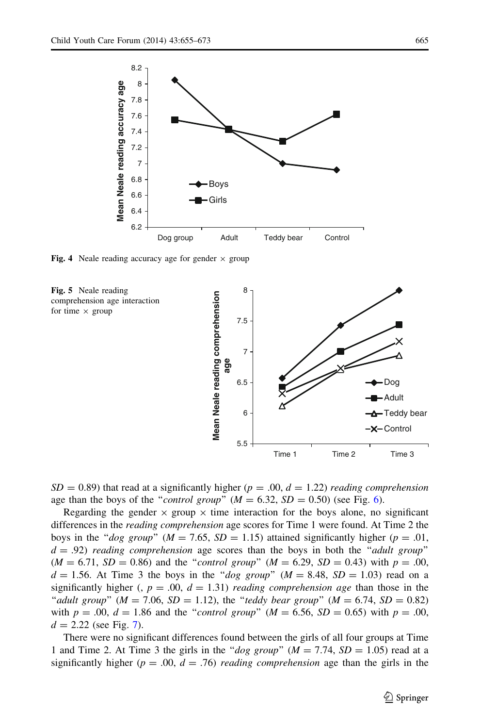Fig. 4 Neale reading accuracy age for gender × group

Fig. 5 Neale reading comprehension age interaction for time × group

$SD = 0.89$) that read at a significantly higher ($p = .00$, $d = 1.22$) *reading comprehension* age than the boys of the "*control group*" ($M = 6.32$, $SD = 0.50$) (see Fig. 6).

Regarding the gender × group × time interaction for the boys alone, no significant differences in the *reading comprehension* age scores for Time 1 were found. At Time 2 the boys in the "*dog group*" ($M = 7.65$, $SD = 1.15$) attained significantly higher ($p = .01$, $d = .92$) *reading comprehension* age scores than the boys in both the "*adult group*" ($M = 6.71$, $SD = 0.86$) and the "*control group*" ($M = 6.29$, $SD = 0.43$) with $p = .00$, $d = 1.56$. At Time 3 the boys in the "*dog group*" ($M = 8.48$, $SD = 1.03$) read on a significantly higher (, $p = .00$, $d = 1.31$) *reading comprehension age* than those in the "*adult group*" ($M = 7.06$, $SD = 1.12$), the "*teddy bear group*" ($M = 6.74$, $SD = 0.82$) with $p = .00$, $d = 1.86$ and the "*control group*" ($M = 6.56$, $SD = 0.65$) with $p = .00$, $d = 2.22$ (see Fig. 7).

There were no significant differences found between the girls of all four groups at Time 1 and Time 2. At Time 3 the girls in the "*dog group*" ($M = 7.74$, $SD = 1.05$) read at a significantly higher ($p = .00$, $d = .76$) *reading comprehension* age than the girls in the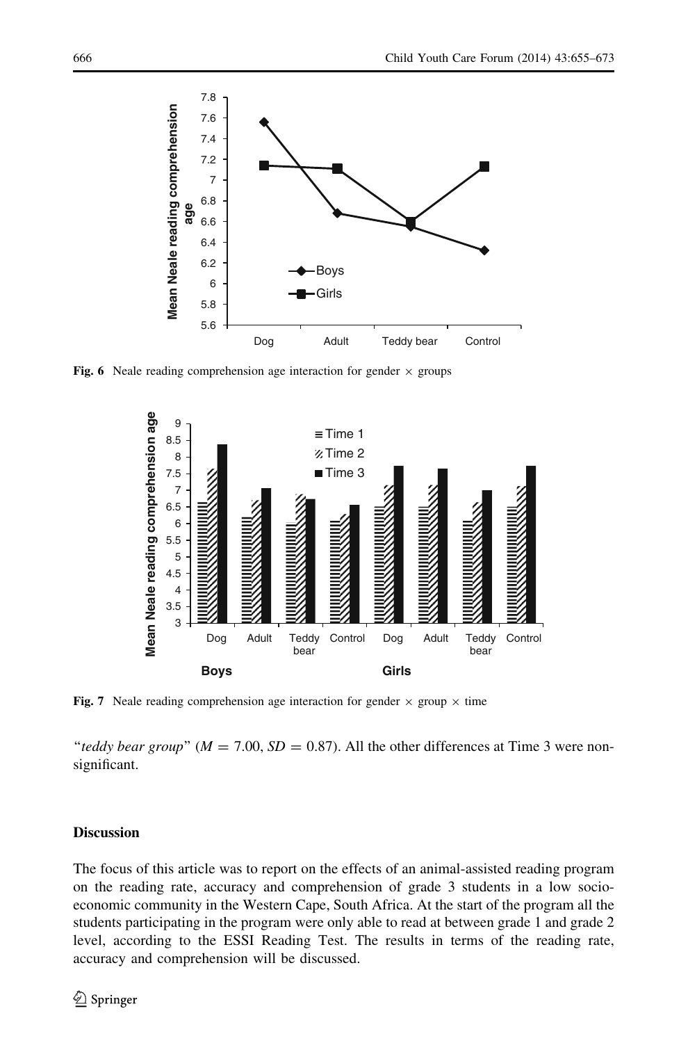**Fig. 6** Neale reading comprehension age interaction for gender × groups

**Fig. 7** Neale reading comprehension age interaction for gender × group × time

"*teddy bear group*" ($M = 7.00$, $SD = 0.87$). All the other differences at Time 3 were non-significant.

## Discussion

The focus of this article was to report on the effects of an animal-assisted reading program on the reading rate, accuracy and comprehension of grade 3 students in a low socio-economic community in the Western Cape, South Africa. At the start of the program all the students participating in the program were only able to read at between grade 1 and grade 2 level, according to the ESSI Reading Test. The results in terms of the reading rate, accuracy and comprehension will be discussed.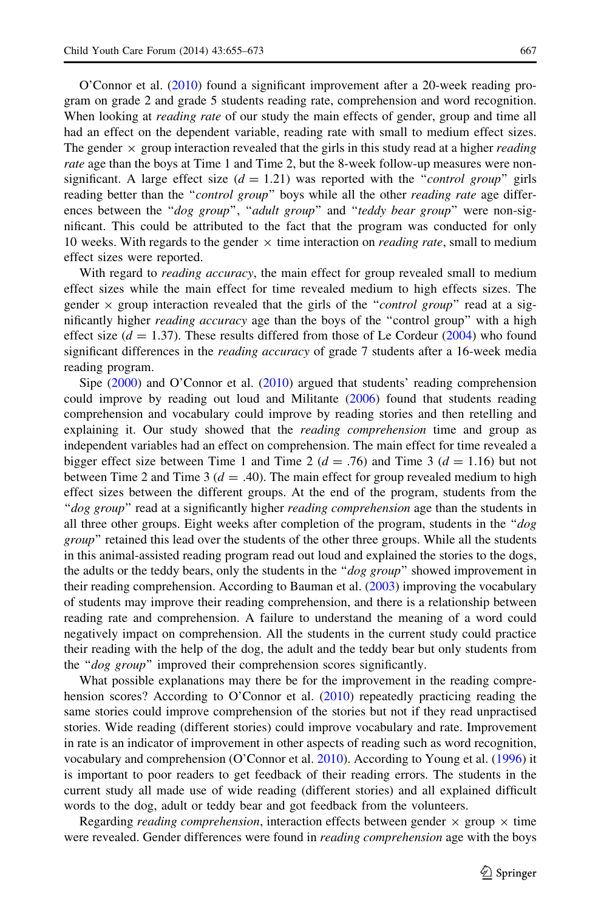O'Connor et al. (2010) found a significant improvement after a 20-week reading program on grade 2 and grade 5 students reading rate, comprehension and word recognition. When looking at *reading rate* of our study the main effects of gender, group and time all had an effect on the dependent variable, reading rate with small to medium effect sizes. The gender × group interaction revealed that the girls in this study read at a higher *reading rate* age than the boys at Time 1 and Time 2, but the 8-week follow-up measures were non-significant. A large effect size ($d = 1.21$) was reported with the "*control group*" girls reading better than the "*control group*" boys while all the other *reading rate* age differences between the "*dog group*", "*adult group*" and "*teddy bear group*" were non-significant. This could be attributed to the fact that the program was conducted for only 10 weeks. With regards to the gender × time interaction on *reading rate*, small to medium effect sizes were reported.

With regard to *reading accuracy*, the main effect for group revealed small to medium effect sizes while the main effect for time revealed medium to high effects sizes. The gender × group interaction revealed that the girls of the "*control group*" read at a significantly higher *reading accuracy* age than the boys of the "control group" with a high effect size ($d = 1.37$). These results differed from those of Le Cordeur (2004) who found significant differences in the *reading accuracy* of grade 7 students after a 16-week media reading program.

Sipe (2000) and O'Connor et al. (2010) argued that students' reading comprehension could improve by reading out loud and Militante (2006) found that students reading comprehension and vocabulary could improve by reading stories and then retelling and explaining it. Our study showed that the *reading comprehension* time and group as independent variables had an effect on comprehension. The main effect for time revealed a bigger effect size between Time 1 and Time 2 ($d = .76$) and Time 3 ($d = 1.16$) but not between Time 2 and Time 3 ($d = .40$). The main effect for group revealed medium to high effect sizes between the different groups. At the end of the program, students from the "*dog group*" read at a significantly higher *reading comprehension* age than the students in all three other groups. Eight weeks after completion of the program, students in the "*dog group*" retained this lead over the students of the other three groups. While all the students in this animal-assisted reading program read out loud and explained the stories to the dogs, the adults or the teddy bears, only the students in the "*dog group*" showed improvement in their reading comprehension. According to Bauman et al. (2003) improving the vocabulary of students may improve their reading comprehension, and there is a relationship between reading rate and comprehension. A failure to understand the meaning of a word could negatively impact on comprehension. All the students in the current study could practice their reading with the help of the dog, the adult and the teddy bear but only students from the "*dog group*" improved their comprehension scores significantly.

What possible explanations may there be for the improvement in the reading comprehension scores? According to O'Connor et al. (2010) repeatedly practicing reading the same stories could improve comprehension of the stories but not if they read unpractised stories. Wide reading (different stories) could improve vocabulary and rate. Improvement in rate is an indicator of improvement in other aspects of reading such as word recognition, vocabulary and comprehension (O'Connor et al. 2010). According to Young et al. (1996) it is important to poor readers to get feedback of their reading errors. The students in the current study all made use of wide reading (different stories) and all explained difficult words to the dog, adult or teddy bear and got feedback from the volunteers.

Regarding *reading comprehension*, interaction effects between gender × group × time were revealed. Gender differences were found in *reading comprehension* age with the boys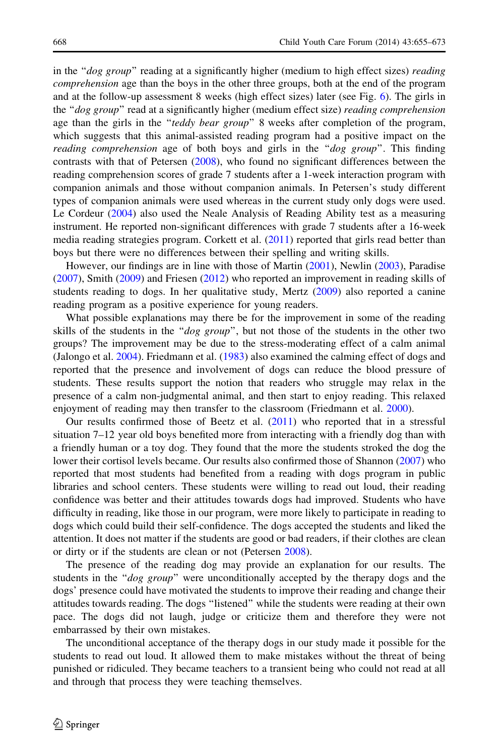in the "*dog group*" reading at a significantly higher (medium to high effect sizes) *reading comprehension* age than the boys in the other three groups, both at the end of the program and at the follow-up assessment 8 weeks (high effect sizes) later (see Fig. 6). The girls in the "*dog group*" read at a significantly higher (medium effect size) *reading comprehension* age than the girls in the "*teddy bear group*" 8 weeks after completion of the program, which suggests that this animal-assisted reading program had a positive impact on the *reading comprehension* age of both boys and girls in the "*dog group*". This finding contrasts with that of Petersen (2008), who found no significant differences between the reading comprehension scores of grade 7 students after a 1-week interaction program with companion animals and those without companion animals. In Petersen's study different types of companion animals were used whereas in the current study only dogs were used. Le Cordeur (2004) also used the Neale Analysis of Reading Ability test as a measuring instrument. He reported non-significant differences with grade 7 students after a 16-week media reading strategies program. Corkett et al. (2011) reported that girls read better than boys but there were no differences between their spelling and writing skills.

However, our findings are in line with those of Martin (2001), Newlin (2003), Paradise (2007), Smith (2009) and Friesen (2012) who reported an improvement in reading skills of students reading to dogs. In her qualitative study, Mertz (2009) also reported a canine reading program as a positive experience for young readers.

What possible explanations may there be for the improvement in some of the reading skills of the students in the "*dog group*", but not those of the students in the other two groups? The improvement may be due to the stress-moderating effect of a calm animal (Jalongo et al. 2004). Friedmann et al. (1983) also examined the calming effect of dogs and reported that the presence and involvement of dogs can reduce the blood pressure of students. These results support the notion that readers who struggle may relax in the presence of a calm non-judgmental animal, and then start to enjoy reading. This relaxed enjoyment of reading may then transfer to the classroom (Friedmann et al. 2000).

Our results confirmed those of Beetz et al. (2011) who reported that in a stressful situation 7–12 year old boys benefited more from interacting with a friendly dog than with a friendly human or a toy dog. They found that the more the students stroked the dog the lower their cortisol levels became. Our results also confirmed those of Shannon (2007) who reported that most students had benefited from a reading with dogs program in public libraries and school centers. These students were willing to read out loud, their reading confidence was better and their attitudes towards dogs had improved. Students who have difficulty in reading, like those in our program, were more likely to participate in reading to dogs which could build their self-confidence. The dogs accepted the students and liked the attention. It does not matter if the students are good or bad readers, if their clothes are clean or dirty or if the students are clean or not (Petersen 2008).

The presence of the reading dog may provide an explanation for our results. The students in the "*dog group*" were unconditionally accepted by the therapy dogs and the dogs' presence could have motivated the students to improve their reading and change their attitudes towards reading. The dogs "listened" while the students were reading at their own pace. The dogs did not laugh, judge or criticize them and therefore they were not embarrassed by their own mistakes.

The unconditional acceptance of the therapy dogs in our study made it possible for the students to read out loud. It allowed them to make mistakes without the threat of being punished or ridiculed. They became teachers to a transient being who could not read at all and through that process they were teaching themselves.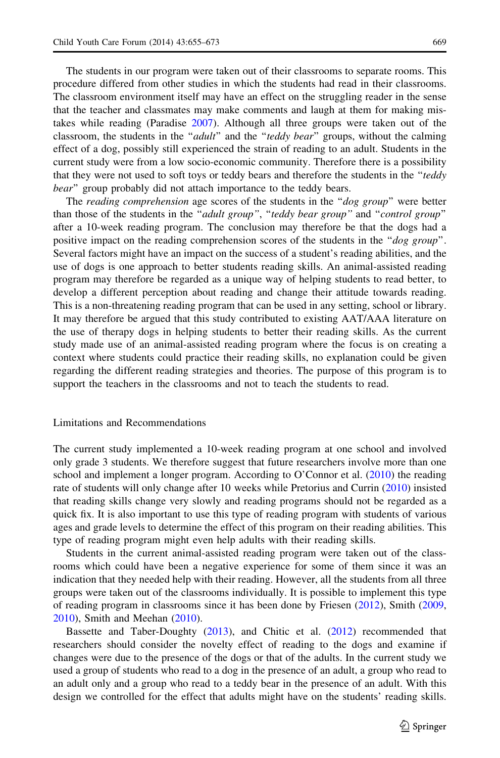The students in our program were taken out of their classrooms to separate rooms. This procedure differed from other studies in which the students had read in their classrooms. The classroom environment itself may have an effect on the struggling reader in the sense that the teacher and classmates may make comments and laugh at them for making mistakes while reading (Paradise 2007). Although all three groups were taken out of the classroom, the students in the "*adult*" and the "*teddy bear*" groups, without the calming effect of a dog, possibly still experienced the strain of reading to an adult. Students in the current study were from a low socio-economic community. Therefore there is a possibility that they were not used to soft toys or teddy bears and therefore the students in the "*teddy bear*" group probably did not attach importance to the teddy bears.

The *reading comprehension* age scores of the students in the "*dog group*" were better than those of the students in the "*adult group*", "*teddy bear group*" and "*control group*" after a 10-week reading program. The conclusion may therefore be that the dogs had a positive impact on the reading comprehension scores of the students in the "*dog group*". Several factors might have an impact on the success of a student's reading abilities, and the use of dogs is one approach to better students reading skills. An animal-assisted reading program may therefore be regarded as a unique way of helping students to read better, to develop a different perception about reading and change their attitude towards reading. This is a non-threatening reading program that can be used in any setting, school or library. It may therefore be argued that this study contributed to existing AAT/AAA literature on the use of therapy dogs in helping students to better their reading skills. As the current study made use of an animal-assisted reading program where the focus is on creating a context where students could practice their reading skills, no explanation could be given regarding the different reading strategies and theories. The purpose of this program is to support the teachers in the classrooms and not to teach the students to read.

## Limitations and Recommendations

The current study implemented a 10-week reading program at one school and involved only grade 3 students. We therefore suggest that future researchers involve more than one school and implement a longer program. According to O'Connor et al. (2010) the reading rate of students will only change after 10 weeks while Pretorius and Currin (2010) insisted that reading skills change very slowly and reading programs should not be regarded as a quick fix. It is also important to use this type of reading program with students of various ages and grade levels to determine the effect of this program on their reading abilities. This type of reading program might even help adults with their reading skills.

Students in the current animal-assisted reading program were taken out of the classrooms which could have been a negative experience for some of them since it was an indication that they needed help with their reading. However, all the students from all three groups were taken out of the classrooms individually. It is possible to implement this type of reading program in classrooms since it has been done by Friesen (2012), Smith (2009, 2010), Smith and Meehan (2010).

Bassette and Taber-Doughty (2013), and Chitic et al. (2012) recommended that researchers should consider the novelty effect of reading to the dogs and examine if changes were due to the presence of the dogs or that of the adults. In the current study we used a group of students who read to a dog in the presence of an adult, a group who read to an adult only and a group who read to a teddy bear in the presence of an adult. With this design we controlled for the effect that adults might have on the students' reading skills.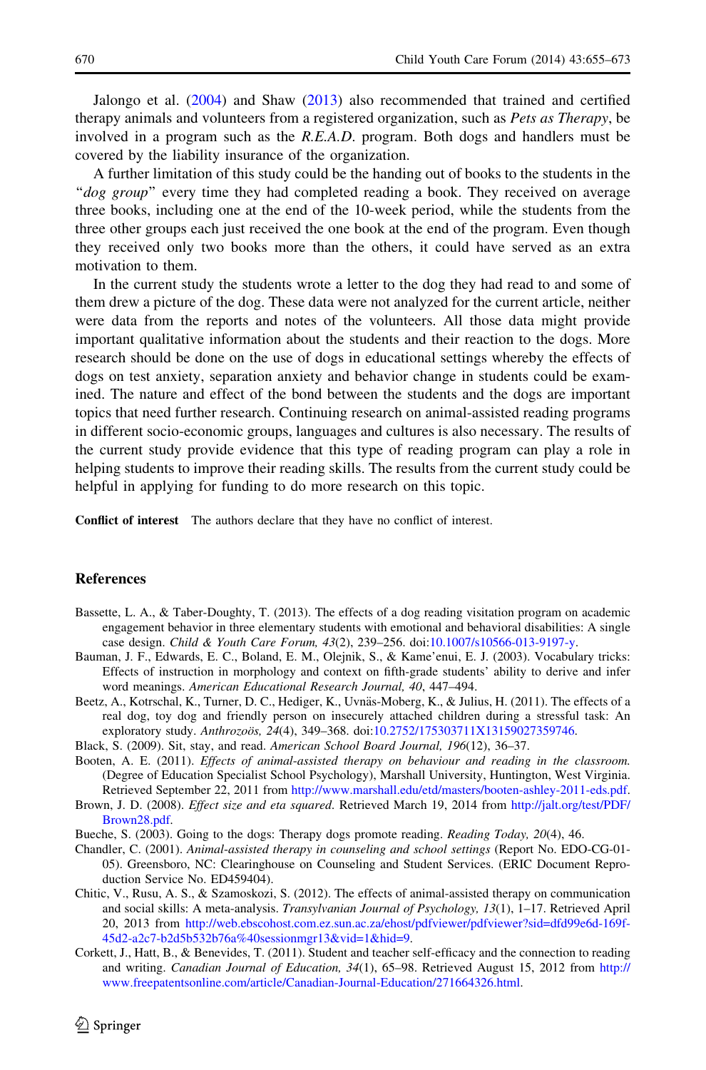Jalongo et al. (2004) and Shaw (2013) also recommended that trained and certified therapy animals and volunteers from a registered organization, such as *Pets as Therapy*, be involved in a program such as the *R.E.A.D.* program. Both dogs and handlers must be covered by the liability insurance of the organization.

A further limitation of this study could be the handing out of books to the students in the "*dog group*" every time they had completed reading a book. They received on average three books, including one at the end of the 10-week period, while the students from the three other groups each just received the one book at the end of the program. Even though they received only two books more than the others, it could have served as an extra motivation to them.

In the current study the students wrote a letter to the dog they had read to and some of them drew a picture of the dog. These data were not analyzed for the current article, neither were data from the reports and notes of the volunteers. All those data might provide important qualitative information about the students and their reaction to the dogs. More research should be done on the use of dogs in educational settings whereby the effects of dogs on test anxiety, separation anxiety and behavior change in students could be examined. The nature and effect of the bond between the students and the dogs are important topics that need further research. Continuing research on animal-assisted reading programs in different socio-economic groups, languages and cultures is also necessary. The results of the current study provide evidence that this type of reading program can play a role in helping students to improve their reading skills. The results from the current study could be helpful in applying for funding to do more research on this topic.

**Conflict of interest** The authors declare that they have no conflict of interest.

## References

Bassette, L. A., & Taber-Doughty, T. (2013). The effects of a dog reading visitation program on academic engagement behavior in three elementary students with emotional and behavioral disabilities: A single case design. *Child & Youth Care Forum, 43*(2), 239–256. doi:10.1007/s10566-013-9197-y.

Bauman, J. F., Edwards, E. C., Boland, E. M., Olejnik, S., & Kame'enui, E. J. (2003). Vocabulary tricks: Effects of instruction in morphology and context on fifth-grade students' ability to derive and infer word meanings. *American Educational Research Journal, 40*, 447–494.

Beetz, A., Kotrschal, K., Turner, D. C., Hediger, K., Uvnäs-Moberg, K., & Julius, H. (2011). The effects of a real dog, toy dog and friendly person on insecurely attached children during a stressful task: An exploratory study. *Anthrozoös, 24*(4), 349–368. doi:10.2752/175303711X13159027359746.

Black, S. (2009). Sit, stay, and read. *American School Board Journal, 196*(12), 36–37.

Booten, A. E. (2011). *Effects of animal-assisted therapy on behaviour and reading in the classroom.* (Degree of Education Specialist School Psychology), Marshall University, Huntington, West Virginia. Retrieved September 22, 2011 from http://www.marshall.edu/etd/masters/booten-ashley-2011-eds.pdf.

Brown, J. D. (2008). *Effect size and eta squared*. Retrieved March 19, 2014 from http://jalt.org/test/PDF/Brown28.pdf.

Bueche, S. (2003). Going to the dogs: Therapy dogs promote reading. *Reading Today, 20*(4), 46.

Chandler, C. (2001). *Animal-assisted therapy in counseling and school settings* (Report No. EDO-CG-01-05). Greensboro, NC: Clearinghouse on Counseling and Student Services. (ERIC Document Reproduction Service No. ED459404).

Chitic, V., Rusu, A. S., & Szamoskozi, S. (2012). The effects of animal-assisted therapy on communication and social skills: A meta-analysis. *Transylvanian Journal of Psychology, 13*(1), 1–17. Retrieved April 20, 2013 from http://web.ebscohost.com.ez.sun.ac.za/ehost/pdfviewer/pdfviewer?sid=dfd99e6d-169f-45d2-a2c7-b2d5b532b76a%40sessionmgr13&vid=1&hid=9.

Corkett, J., Hatt, B., & Benevides, T. (2011). Student and teacher self-efficacy and the connection to reading and writing. *Canadian Journal of Education, 34*(1), 65–98. Retrieved August 15, 2012 from http://www.freepatentsonline.com/article/Canadian-Journal-Education/271664326.html.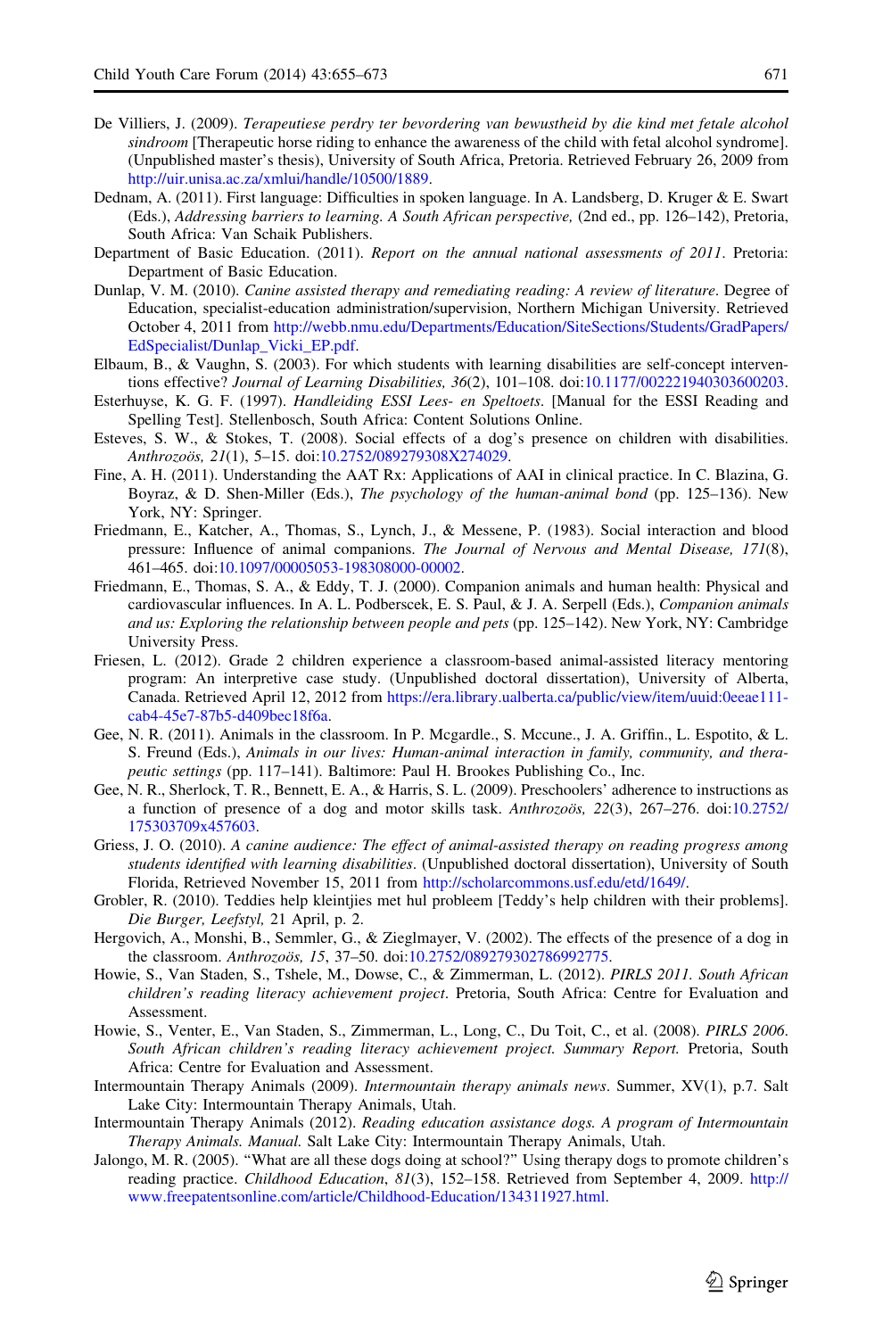De Villiers, J. (2009). *Terapeutiese perdry ter bevordering van bewustheid by die kind met fetale alcohol sindroom* [Therapeutic horse riding to enhance the awareness of the child with fetal alcohol syndrome]. (Unpublished master's thesis), University of South Africa, Pretoria. Retrieved February 26, 2009 from http://uir.unisa.ac.za/xmlui/handle/10500/1889.

Dednam, A. (2011). First language: Difficulties in spoken language. In A. Landsberg, D. Kruger & E. Swart (Eds.), *Addressing barriers to learning. A South African perspective,* (2nd ed., pp. 126–142), Pretoria, South Africa: Van Schaik Publishers.

Department of Basic Education. (2011). *Report on the annual national assessments of 2011*. Pretoria: Department of Basic Education.

Dunlap, V. M. (2010). *Canine assisted therapy and remediating reading: A review of literature*. Degree of Education, specialist-education administration/supervision, Northern Michigan University. Retrieved October 4, 2011 from http://webb.nmu.edu/Departments/Education/SiteSections/Students/GradPapers/EdSpecialist/Dunlap_Vicki_EP.pdf.

Elbaum, B., & Vaughn, S. (2003). For which students with learning disabilities are self-concept interventions effective? *Journal of Learning Disabilities, 36*(2), 101–108. doi:10.1177/002221940303600203.

Esterhuyse, K. G. F. (1997). *Handleiding ESSI Lees- en Speltoets*. [Manual for the ESSI Reading and Spelling Test]. Stellenbosch, South Africa: Content Solutions Online.

Esteves, S. W., & Stokes, T. (2008). Social effects of a dog's presence on children with disabilities. *Anthrozoös, 21*(1), 5–15. doi:10.2752/089279308X274029.

Fine, A. H. (2011). Understanding the AAT Rx: Applications of AAI in clinical practice. In C. Blazina, G. Boyraz, & D. Shen-Miller (Eds.), *The psychology of the human-animal bond* (pp. 125–136). New York, NY: Springer.

Friedmann, E., Katcher, A., Thomas, S., Lynch, J., & Messene, P. (1983). Social interaction and blood pressure: Influence of animal companions. *The Journal of Nervous and Mental Disease, 171*(8), 461–465. doi:10.1097/00005053-198308000-00002.

Friedmann, E., Thomas, S. A., & Eddy, T. J. (2000). Companion animals and human health: Physical and cardiovascular influences. In A. L. Podberscek, E. S. Paul, & J. A. Serpell (Eds.), *Companion animals and us: Exploring the relationship between people and pets* (pp. 125–142). New York, NY: Cambridge University Press.

Friesen, L. (2012). Grade 2 children experience a classroom-based animal-assisted literacy mentoring program: An interpretive case study. (Unpublished doctoral dissertation), University of Alberta, Canada. Retrieved April 12, 2012 from https://era.library.ualberta.ca/public/view/item/uuid:0eeae111-cab4-45e7-87b5-d409bec18f6a.

Gee, N. R. (2011). Animals in the classroom. In P. Mcgardle., S. Mccune., J. A. Griffin., L. Espotito, & L. S. Freund (Eds.), *Animals in our lives: Human-animal interaction in family, community, and therapeutic settings* (pp. 117–141). Baltimore: Paul H. Brookes Publishing Co., Inc.

Gee, N. R., Sherlock, T. R., Bennett, E. A., & Harris, S. L. (2009). Preschoolers' adherence to instructions as a function of presence of a dog and motor skills task. *Anthrozoös, 22*(3), 267–276. doi:10.2752/175303709x457603.

Griess, J. O. (2010). *A canine audience: The effect of animal-assisted therapy on reading progress among students identified with learning disabilities*. (Unpublished doctoral dissertation), University of South Florida, Retrieved November 15, 2011 from http://scholarcommons.usf.edu/etd/1649/.

Grobler, R. (2010). Teddies help kleintjies met hul probleem [Teddy's help children with their problems]. *Die Burger, Leefstyl,* 21 April, p. 2.

Hergovich, A., Monshi, B., Semmler, G., & Zieglmayer, V. (2002). The effects of the presence of a dog in the classroom. *Anthrozoös, 15*, 37–50. doi:10.2752/089279302786992775.

Howie, S., Van Staden, S., Tshele, M., Dowse, C., & Zimmerman, L. (2012). *PIRLS 2011. South African children's reading literacy achievement project*. Pretoria, South Africa: Centre for Evaluation and Assessment.

Howie, S., Venter, E., Van Staden, S., Zimmerman, L., Long, C., Du Toit, C., et al. (2008). *PIRLS 2006. South African children's reading literacy achievement project. Summary Report.* Pretoria, South Africa: Centre for Evaluation and Assessment.

Intermountain Therapy Animals (2009). *Intermountain therapy animals news*. Summer, XV(1), p.7. Salt Lake City: Intermountain Therapy Animals, Utah.

Intermountain Therapy Animals (2012). *Reading education assistance dogs. A program of Intermountain Therapy Animals. Manual.* Salt Lake City: Intermountain Therapy Animals, Utah.

Jalongo, M. R. (2005). "What are all these dogs doing at school?" Using therapy dogs to promote children's reading practice. *Childhood Education, 81*(3), 152–158. Retrieved from September 4, 2009. http://www.freepatentsonline.com/article/Childhood-Education/134311927.html.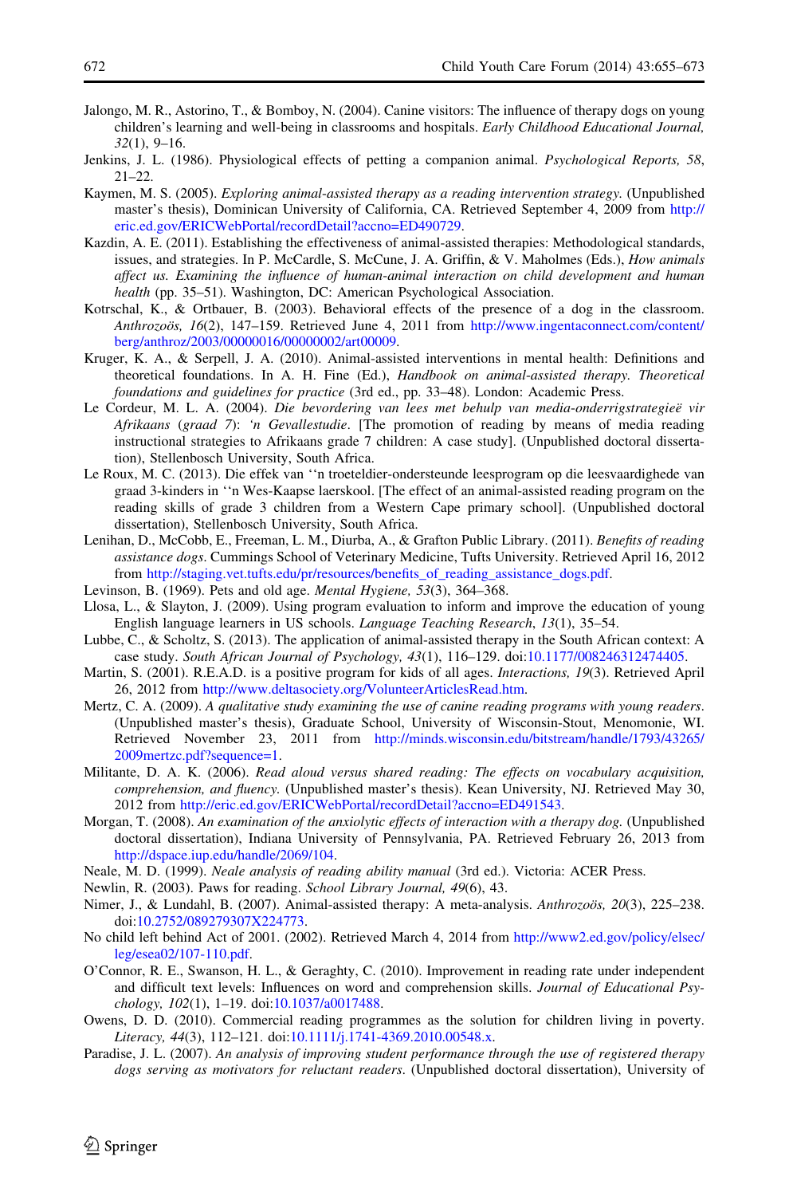Jalongo, M. R., Astorino, T., & Bomboy, N. (2004). Canine visitors: The influence of therapy dogs on young children's learning and well-being in classrooms and hospitals. *Early Childhood Educational Journal, 32*(1), 9–16.

Jenkins, J. L. (1986). Physiological effects of petting a companion animal. *Psychological Reports, 58*, 21–22.

Kaymen, M. S. (2005). *Exploring animal-assisted therapy as a reading intervention strategy.* (Unpublished master's thesis), Dominican University of California, CA. Retrieved September 4, 2009 from http://eric.ed.gov/ERICWebPortal/recordDetail?accno=ED490729.

Kazdin, A. E. (2011). Establishing the effectiveness of animal-assisted therapies: Methodological standards, issues, and strategies. In P. McCardle, S. McCune, J. A. Griffin, & V. Maholmes (Eds.), *How animals affect us. Examining the influence of human-animal interaction on child development and human health* (pp. 35–51). Washington, DC: American Psychological Association.

Kotrschal, K., & Ortbauer, B. (2003). Behavioral effects of the presence of a dog in the classroom. *Anthrozoös, 16*(2), 147–159. Retrieved June 4, 2011 from http://www.ingentaconnect.com/content/berg/anthroz/2003/00000016/00000002/art00009.

Kruger, K. A., & Serpell, J. A. (2010). Animal-assisted interventions in mental health: Definitions and theoretical foundations. In A. H. Fine (Ed.), *Handbook on animal-assisted therapy. Theoretical foundations and guidelines for practice* (3rd ed., pp. 33–48). London: Academic Press.

Le Cordeur, M. L. A. (2004). *Die bevordering van lees met behulp van media-onderrigstrategieë vir Afrikaans (graad 7): 'n Gevallestudie*. [The promotion of reading by means of media reading instructional strategies to Afrikaans grade 7 children: A case study]. (Unpublished doctoral dissertation), Stellenbosch University, South Africa.

Le Roux, M. C. (2013). Die effek van ''n troeteldier-ondersteunde leesprogram op die leesvaardighede van graad 3-kinders in ''n Wes-Kaapse laerskool. [The effect of an animal-assisted reading program on the reading skills of grade 3 children from a Western Cape primary school]. (Unpublished doctoral dissertation), Stellenbosch University, South Africa.

Lenihan, D., McCobb, E., Freeman, L. M., Diurba, A., & Grafton Public Library. (2011). *Benefits of reading assistance dogs*. Cummings School of Veterinary Medicine, Tufts University. Retrieved April 16, 2012 from http://staging.vet.tufts.edu/pr/resources/benefits_of_reading_assistance_dogs.pdf.

Levinson, B. (1969). Pets and old age. *Mental Hygiene, 53*(3), 364–368.

Llosa, L., & Slayton, J. (2009). Using program evaluation to inform and improve the education of young English language learners in US schools. *Language Teaching Research, 13*(1), 35–54.

Lubbe, C., & Scholtz, S. (2013). The application of animal-assisted therapy in the South African context: A case study. *South African Journal of Psychology, 43*(1), 116–129. doi:10.1177/008246312474405.

Martin, S. (2001). R.E.A.D. is a positive program for kids of all ages. *Interactions, 19*(3). Retrieved April 26, 2012 from http://www.deltasociety.org/VolunteerArticlesRead.htm.

Mertz, C. A. (2009). *A qualitative study examining the use of canine reading programs with young readers*. (Unpublished master's thesis), Graduate School, University of Wisconsin-Stout, Menomonie, WI. Retrieved November 23, 2011 from http://minds.wisconsin.edu/bitstream/handle/1793/43265/2009mertzc.pdf?sequence=1.

Militante, D. A. K. (2006). *Read aloud versus shared reading: The effects on vocabulary acquisition, comprehension, and fluency.* (Unpublished master's thesis). Kean University, NJ. Retrieved May 30, 2012 from http://eric.ed.gov/ERICWebPortal/recordDetail?accno=ED491543.

Morgan, T. (2008). *An examination of the anxiolytic effects of interaction with a therapy dog.* (Unpublished doctoral dissertation), Indiana University of Pennsylvania, PA. Retrieved February 26, 2013 from http://dspace.iup.edu/handle/2069/104.

Neale, M. D. (1999). *Neale analysis of reading ability manual* (3rd ed.). Victoria: ACER Press.

Newlin, R. (2003). Paws for reading. *School Library Journal, 49*(6), 43.

Nimer, J., & Lundahl, B. (2007). Animal-assisted therapy: A meta-analysis. *Anthrozoös, 20*(3), 225–238. doi:10.2752/089279307X224773.

No child left behind Act of 2001. (2002). Retrieved March 4, 2014 from http://www2.ed.gov/policy/elsec/leg/esea02/107-110.pdf.

O'Connor, R. E., Swanson, H. L., & Geraghty, C. (2010). Improvement in reading rate under independent and difficult text levels: Influences on word and comprehension skills. *Journal of Educational Psychology, 102*(1), 1–19. doi:10.1037/a0017488.

Owens, D. D. (2010). Commercial reading programmes as the solution for children living in poverty. *Literacy, 44*(3), 112–121. doi:10.1111/j.1741-4369.2010.00548.x.

Paradise, J. L. (2007). *An analysis of improving student performance through the use of registered therapy dogs serving as motivators for reluctant readers*. (Unpublished doctoral dissertation), University of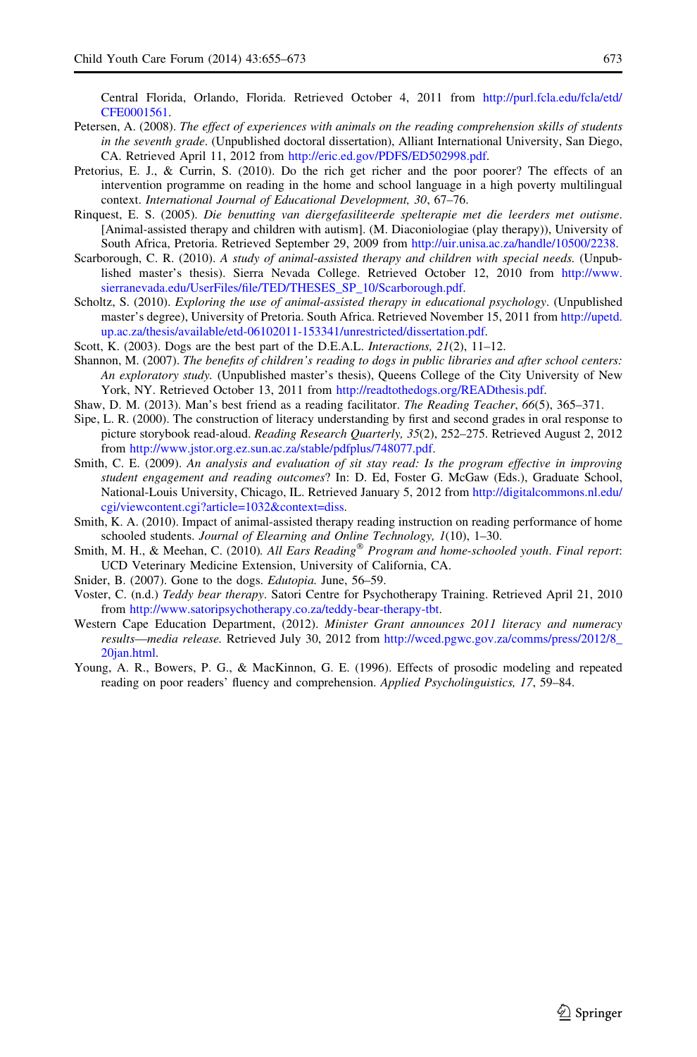Central Florida, Orlando, Florida. Retrieved October 4, 2011 from http://purl.fcla.edu/fcla/etd/CFE0001561.

Petersen, A. (2008). *The effect of experiences with animals on the reading comprehension skills of students in the seventh grade*. (Unpublished doctoral dissertation), Alliant International University, San Diego, CA. Retrieved April 11, 2012 from http://eric.ed.gov/PDFS/ED502998.pdf.

Pretorius, E. J., & Currin, S. (2010). Do the rich get richer and the poor poorer? The effects of an intervention programme on reading in the home and school language in a high poverty multilingual context. *International Journal of Educational Development, 30*, 67–76.

Rinquest, E. S. (2005). *Die benutting van diergefasiliteerde spelterapie met die leerders met outisme*. [Animal-assisted therapy and children with autism]. (M. Diaconiologiae (play therapy)), University of South Africa, Pretoria. Retrieved September 29, 2009 from http://uir.unisa.ac.za/handle/10500/2238.

Scarborough, C. R. (2010). *A study of animal-assisted therapy and children with special needs.* (Unpublished master's thesis). Sierra Nevada College. Retrieved October 12, 2010 from http://www.sierranevada.edu/UserFiles/file/TED/THESES_SP_10/Scarborough.pdf.

Scholtz, S. (2010). *Exploring the use of animal-assisted therapy in educational psychology*. (Unpublished master's degree), University of Pretoria. South Africa. Retrieved November 15, 2011 from http://upetd.up.ac.za/thesis/available/etd-06102011-153341/unrestricted/dissertation.pdf.

Scott, K. (2003). Dogs are the best part of the D.E.A.L. *Interactions, 21*(2), 11–12.

Shannon, M. (2007). *The benefits of children's reading to dogs in public libraries and after school centers: An exploratory study.* (Unpublished master's thesis), Queens College of the City University of New York, NY. Retrieved October 13, 2011 from http://readtothedogs.org/READthesis.pdf.

Shaw, D. M. (2013). Man's best friend as a reading facilitator. *The Reading Teacher, 66*(5), 365–371.

Sipe, L. R. (2000). The construction of literacy understanding by first and second grades in oral response to picture storybook read-aloud. *Reading Research Quarterly, 35*(2), 252–275. Retrieved August 2, 2012 from http://www.jstor.org.ez.sun.ac.za/stable/pdfplus/748077.pdf.

Smith, C. E. (2009). *An analysis and evaluation of sit stay read: Is the program effective in improving student engagement and reading outcomes*? In: D. Ed, Foster G. McGaw (Eds.), Graduate School, National-Louis University, Chicago, IL. Retrieved January 5, 2012 from http://digitalcommons.nl.edu/cgi/viewcontent.cgi?article=1032&context=diss.

Smith, K. A. (2010). Impact of animal-assisted therapy reading instruction on reading performance of home schooled students. *Journal of Elearning and Online Technology, 1*(10), 1–30.

Smith, M. H., & Meehan, C. (2010). *All Ears Reading® Program and home-schooled youth*. *Final report*: UCD Veterinary Medicine Extension, University of California, CA.

Snider, B. (2007). Gone to the dogs. *Edutopia.* June, 56–59.

Voster, C. (n.d.) *Teddy bear therapy*. Satori Centre for Psychotherapy Training. Retrieved April 21, 2010 from http://www.satoripsychotherapy.co.za/teddy-bear-therapy-tbt.

Western Cape Education Department, (2012). *Minister Grant announces 2011 literacy and numeracy results—media release.* Retrieved July 30, 2012 from http://wced.pgwc.gov.za/comms/press/2012/8_20jan.html.

Young, A. R., Bowers, P. G., & MacKinnon, G. E. (1996). Effects of prosodic modeling and repeated reading on poor readers' fluency and comprehension. *Applied Psycholinguistics, 17*, 59–84.